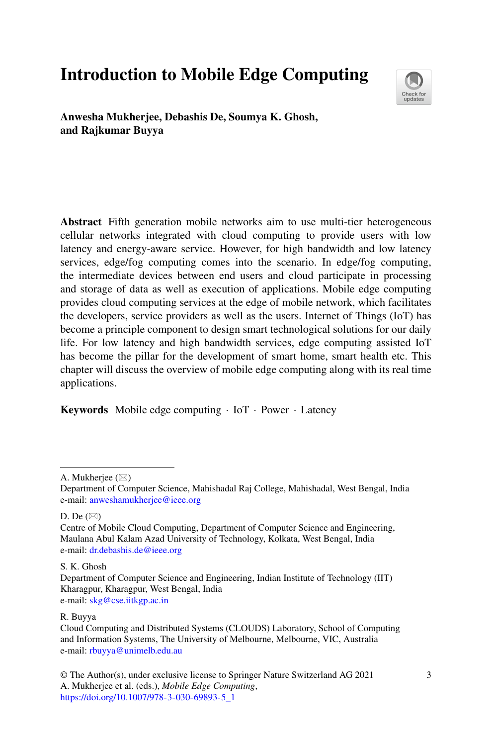# Introduction to Mobile Edge Computing

**Anwesha Mukherjee, Debashis De, Soumya K. Ghosh, and Rajkumar Buyya**

**Abstract** Fifth generation mobile networks aim to use multi-tier heterogeneous cellular networks integrated with cloud computing to provide users with low latency and energy-aware service. However, for high bandwidth and low latency services, edge/fog computing comes into the scenario. In edge/fog computing, the intermediate devices between end users and cloud participate in processing and storage of data as well as execution of applications. Mobile edge computing provides cloud computing services at the edge of mobile network, which facilitates the developers, service providers as well as the users. Internet of Things (IoT) has become a principle component to design smart technological solutions for our daily life. For low latency and high bandwidth services, edge computing assisted IoT has become the pillar for the development of smart home, smart health etc. This chapter will discuss the overview of mobile edge computing along with its real time applications.

**Keywords** Mobile edge computing · IoT · Power · Latency

---

A. Mukherjee (✉)
Department of Computer Science, Mahishadal Raj College, Mahishadal, West Bengal, India
e-mail: anweshamukherjee@ieee.org

D. De (✉)
Centre of Mobile Cloud Computing, Department of Computer Science and Engineering, Maulana Abul Kalam Azad University of Technology, Kolkata, West Bengal, India
e-mail: dr.debashis.de@ieee.org

S. K. Ghosh
Department of Computer Science and Engineering, Indian Institute of Technology (IIT) Kharagpur, Kharagpur, West Bengal, India
e-mail: skg@cse.iitkgp.ac.in

R. Buyya
Cloud Computing and Distributed Systems (CLOUDS) Laboratory, School of Computing and Information Systems, The University of Melbourne, Melbourne, VIC, Australia
e-mail: rbuyya@unimelb.edu.au

© The Author(s), under exclusive license to Springer Nature Switzerland AG 2021
A. Mukherjee et al. (eds.), *Mobile Edge Computing*,
https://doi.org/10.1007/978-3-030-69893-5_1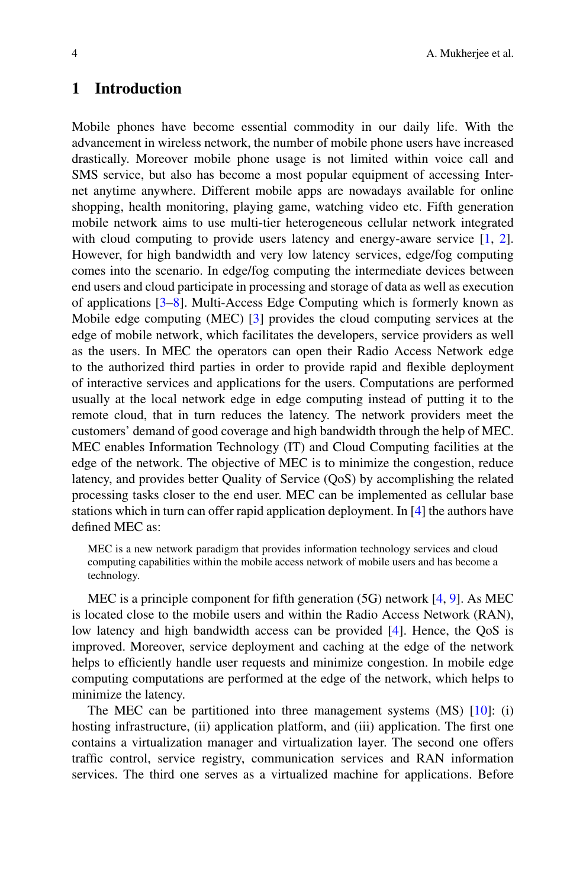## 1 Introduction

Mobile phones have become essential commodity in our daily life. With the advancement in wireless network, the number of mobile phone users have increased drastically. Moreover mobile phone usage is not limited within voice call and SMS service, but also has become a most popular equipment of accessing Internet anytime anywhere. Different mobile apps are nowadays available for online shopping, health monitoring, playing game, watching video etc. Fifth generation mobile network aims to use multi-tier heterogeneous cellular network integrated with cloud computing to provide users latency and energy-aware service [1, 2]. However, for high bandwidth and very low latency services, edge/fog computing comes into the scenario. In edge/fog computing the intermediate devices between end users and cloud participate in processing and storage of data as well as execution of applications [3–8]. Multi-Access Edge Computing which is formerly known as Mobile edge computing (MEC) [3] provides the cloud computing services at the edge of mobile network, which facilitates the developers, service providers as well as the users. In MEC the operators can open their Radio Access Network edge to the authorized third parties in order to provide rapid and flexible deployment of interactive services and applications for the users. Computations are performed usually at the local network edge in edge computing instead of putting it to the remote cloud, that in turn reduces the latency. The network providers meet the customers' demand of good coverage and high bandwidth through the help of MEC. MEC enables Information Technology (IT) and Cloud Computing facilities at the edge of the network. The objective of MEC is to minimize the congestion, reduce latency, and provides better Quality of Service (QoS) by accomplishing the related processing tasks closer to the end user. MEC can be implemented as cellular base stations which in turn can offer rapid application deployment. In [4] the authors have defined MEC as:

> MEC is a new network paradigm that provides information technology services and cloud computing capabilities within the mobile access network of mobile users and has become a technology.

MEC is a principle component for fifth generation (5G) network [4, 9]. As MEC is located close to the mobile users and within the Radio Access Network (RAN), low latency and high bandwidth access can be provided [4]. Hence, the QoS is improved. Moreover, service deployment and caching at the edge of the network helps to efficiently handle user requests and minimize congestion. In mobile edge computing computations are performed at the edge of the network, which helps to minimize the latency.

The MEC can be partitioned into three management systems (MS) [10]: (i) hosting infrastructure, (ii) application platform, and (iii) application. The first one contains a virtualization manager and virtualization layer. The second one offers traffic control, service registry, communication services and RAN information services. The third one serves as a virtualized machine for applications. Before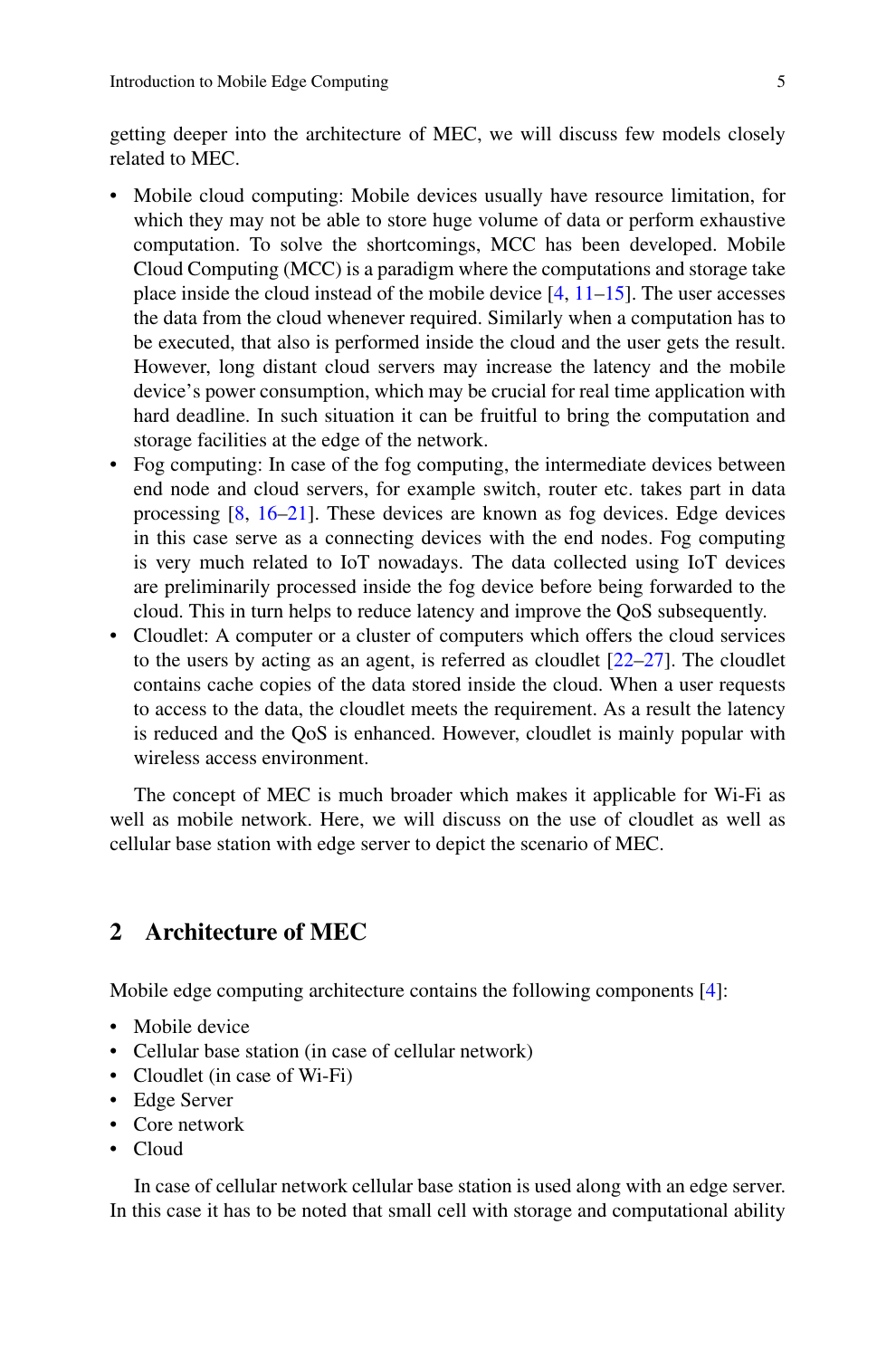getting deeper into the architecture of MEC, we will discuss few models closely related to MEC.

- Mobile cloud computing: Mobile devices usually have resource limitation, for which they may not be able to store huge volume of data or perform exhaustive computation. To solve the shortcomings, MCC has been developed. Mobile Cloud Computing (MCC) is a paradigm where the computations and storage take place inside the cloud instead of the mobile device [4, 11–15]. The user accesses the data from the cloud whenever required. Similarly when a computation has to be executed, that also is performed inside the cloud and the user gets the result. However, long distant cloud servers may increase the latency and the mobile device's power consumption, which may be crucial for real time application with hard deadline. In such situation it can be fruitful to bring the computation and storage facilities at the edge of the network.
- Fog computing: In case of the fog computing, the intermediate devices between end node and cloud servers, for example switch, router etc. takes part in data processing [8, 16–21]. These devices are known as fog devices. Edge devices in this case serve as a connecting devices with the end nodes. Fog computing is very much related to IoT nowadays. The data collected using IoT devices are preliminarily processed inside the fog device before being forwarded to the cloud. This in turn helps to reduce latency and improve the QoS subsequently.
- Cloudlet: A computer or a cluster of computers which offers the cloud services to the users by acting as an agent, is referred as cloudlet [22–27]. The cloudlet contains cache copies of the data stored inside the cloud. When a user requests to access to the data, the cloudlet meets the requirement. As a result the latency is reduced and the QoS is enhanced. However, cloudlet is mainly popular with wireless access environment.

The concept of MEC is much broader which makes it applicable for Wi-Fi as well as mobile network. Here, we will discuss on the use of cloudlet as well as cellular base station with edge server to depict the scenario of MEC.

## 2 Architecture of MEC

Mobile edge computing architecture contains the following components [4]:

- Mobile device
- Cellular base station (in case of cellular network)
- Cloudlet (in case of Wi-Fi)
- Edge Server
- Core network
- Cloud

In case of cellular network cellular base station is used along with an edge server. In this case it has to be noted that small cell with storage and computational ability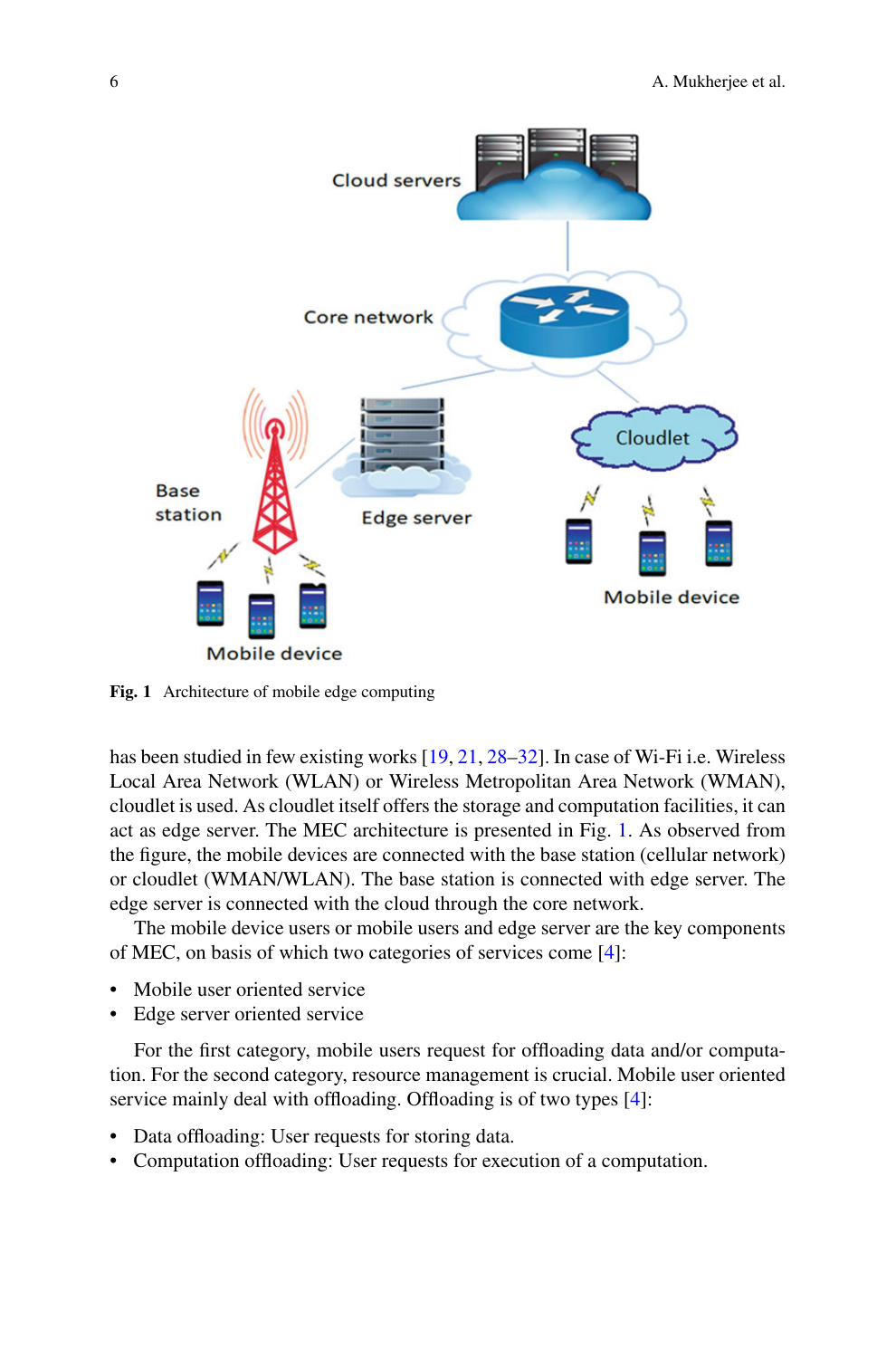Fig. 1 Architecture of mobile edge computing

has been studied in few existing works [19, 21, 28–32]. In case of Wi-Fi i.e. Wireless Local Area Network (WLAN) or Wireless Metropolitan Area Network (WMAN), cloudlet is used. As cloudlet itself offers the storage and computation facilities, it can act as edge server. The MEC architecture is presented in Fig. 1. As observed from the figure, the mobile devices are connected with the base station (cellular network) or cloudlet (WMAN/WLAN). The base station is connected with edge server. The edge server is connected with the cloud through the core network.

The mobile device users or mobile users and edge server are the key components of MEC, on basis of which two categories of services come [4]:

- Mobile user oriented service
- Edge server oriented service

For the first category, mobile users request for offloading data and/or computation. For the second category, resource management is crucial. Mobile user oriented service mainly deal with offloading. Offloading is of two types [4]:

- Data offloading: User requests for storing data.
- Computation offloading: User requests for execution of a computation.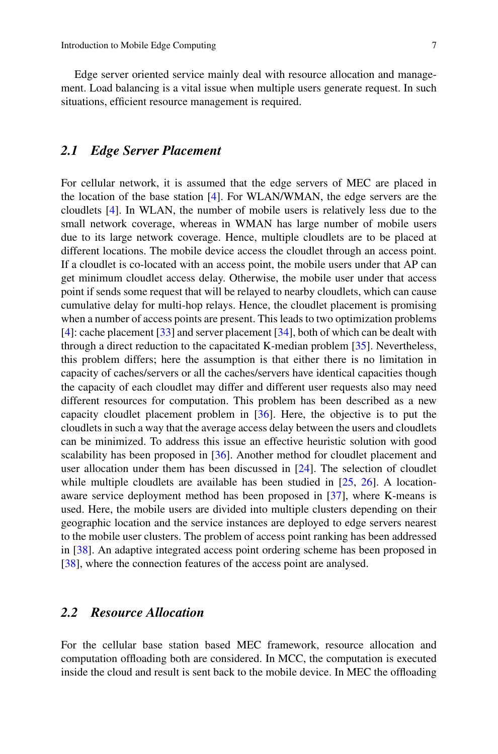Edge server oriented service mainly deal with resource allocation and management. Load balancing is a vital issue when multiple users generate request. In such situations, efficient resource management is required.

## 2.1 Edge Server Placement

For cellular network, it is assumed that the edge servers of MEC are placed in the location of the base station [4]. For WLAN/WMAN, the edge servers are the cloudlets [4]. In WLAN, the number of mobile users is relatively less due to the small network coverage, whereas in WMAN has large number of mobile users due to its large network coverage. Hence, multiple cloudlets are to be placed at different locations. The mobile device access the cloudlet through an access point. If a cloudlet is co-located with an access point, the mobile users under that AP can get minimum cloudlet access delay. Otherwise, the mobile user under that access point if sends some request that will be relayed to nearby cloudlets, which can cause cumulative delay for multi-hop relays. Hence, the cloudlet placement is promising when a number of access points are present. This leads to two optimization problems [4]: cache placement [33] and server placement [34], both of which can be dealt with through a direct reduction to the capacitated K-median problem [35]. Nevertheless, this problem differs; here the assumption is that either there is no limitation in capacity of caches/servers or all the caches/servers have identical capacities though the capacity of each cloudlet may differ and different user requests also may need different resources for computation. This problem has been described as a new capacity cloudlet placement problem in [36]. Here, the objective is to put the cloudlets in such a way that the average access delay between the users and cloudlets can be minimized. To address this issue an effective heuristic solution with good scalability has been proposed in [36]. Another method for cloudlet placement and user allocation under them has been discussed in [24]. The selection of cloudlet while multiple cloudlets are available has been studied in [25, 26]. A location-aware service deployment method has been proposed in [37], where K-means is used. Here, the mobile users are divided into multiple clusters depending on their geographic location and the service instances are deployed to edge servers nearest to the mobile user clusters. The problem of access point ranking has been addressed in [38]. An adaptive integrated access point ordering scheme has been proposed in [38], where the connection features of the access point are analysed.

## 2.2 Resource Allocation

For the cellular base station based MEC framework, resource allocation and computation offloading both are considered. In MCC, the computation is executed inside the cloud and result is sent back to the mobile device. In MEC the offloading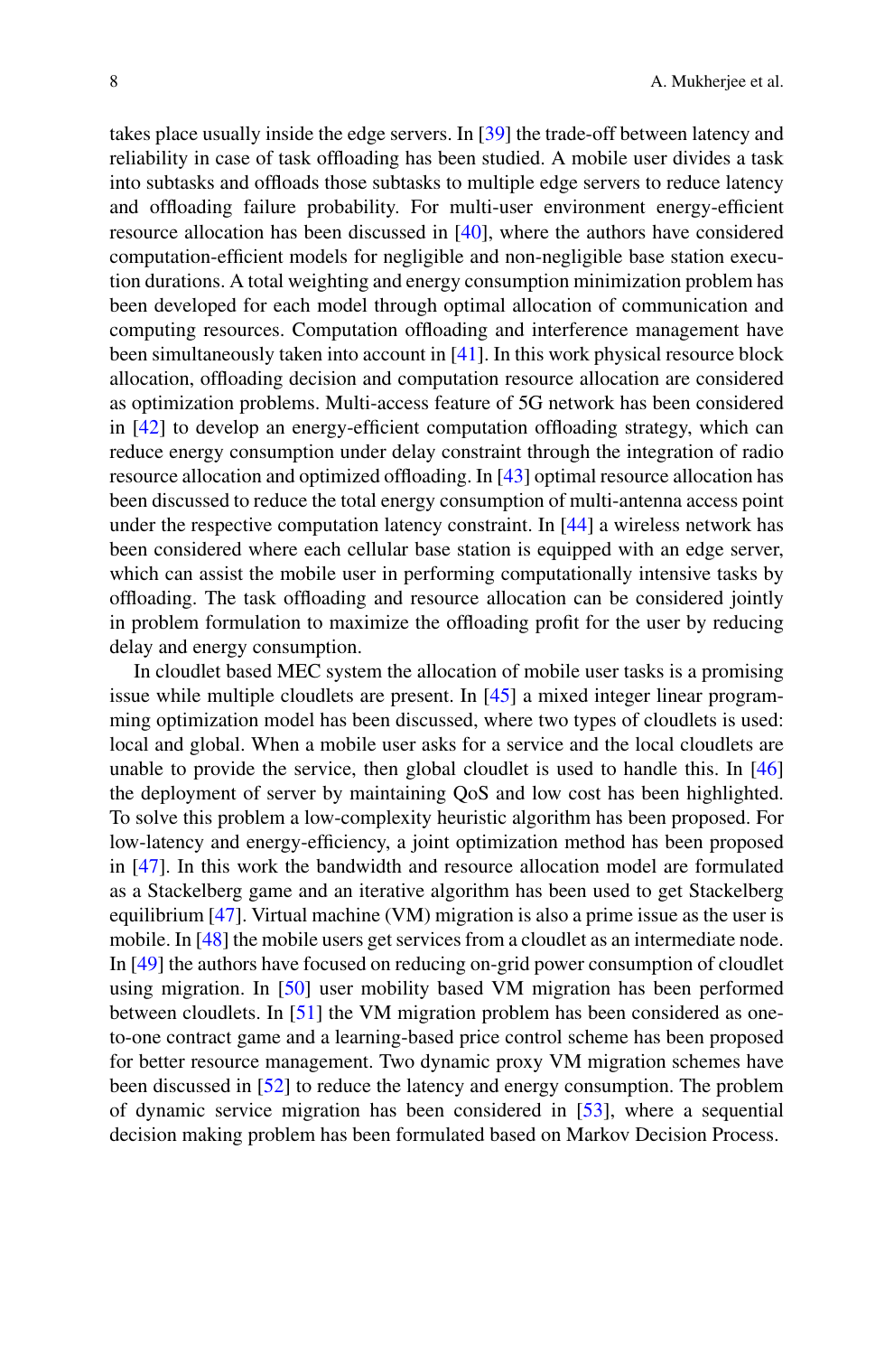takes place usually inside the edge servers. In [39] the trade-off between latency and reliability in case of task offloading has been studied. A mobile user divides a task into subtasks and offloads those subtasks to multiple edge servers to reduce latency and offloading failure probability. For multi-user environment energy-efficient resource allocation has been discussed in [40], where the authors have considered computation-efficient models for negligible and non-negligible base station execution durations. A total weighting and energy consumption minimization problem has been developed for each model through optimal allocation of communication and computing resources. Computation offloading and interference management have been simultaneously taken into account in [41]. In this work physical resource block allocation, offloading decision and computation resource allocation are considered as optimization problems. Multi-access feature of 5G network has been considered in [42] to develop an energy-efficient computation offloading strategy, which can reduce energy consumption under delay constraint through the integration of radio resource allocation and optimized offloading. In [43] optimal resource allocation has been discussed to reduce the total energy consumption of multi-antenna access point under the respective computation latency constraint. In [44] a wireless network has been considered where each cellular base station is equipped with an edge server, which can assist the mobile user in performing computationally intensive tasks by offloading. The task offloading and resource allocation can be considered jointly in problem formulation to maximize the offloading profit for the user by reducing delay and energy consumption.

In cloudlet based MEC system the allocation of mobile user tasks is a promising issue while multiple cloudlets are present. In [45] a mixed integer linear programming optimization model has been discussed, where two types of cloudlets is used: local and global. When a mobile user asks for a service and the local cloudlets are unable to provide the service, then global cloudlet is used to handle this. In [46] the deployment of server by maintaining QoS and low cost has been highlighted. To solve this problem a low-complexity heuristic algorithm has been proposed. For low-latency and energy-efficiency, a joint optimization method has been proposed in [47]. In this work the bandwidth and resource allocation model are formulated as a Stackelberg game and an iterative algorithm has been used to get Stackelberg equilibrium [47]. Virtual machine (VM) migration is also a prime issue as the user is mobile. In [48] the mobile users get services from a cloudlet as an intermediate node. In [49] the authors have focused on reducing on-grid power consumption of cloudlet using migration. In [50] user mobility based VM migration has been performed between cloudlets. In [51] the VM migration problem has been considered as one-to-one contract game and a learning-based price control scheme has been proposed for better resource management. Two dynamic proxy VM migration schemes have been discussed in [52] to reduce the latency and energy consumption. The problem of dynamic service migration has been considered in [53], where a sequential decision making problem has been formulated based on Markov Decision Process.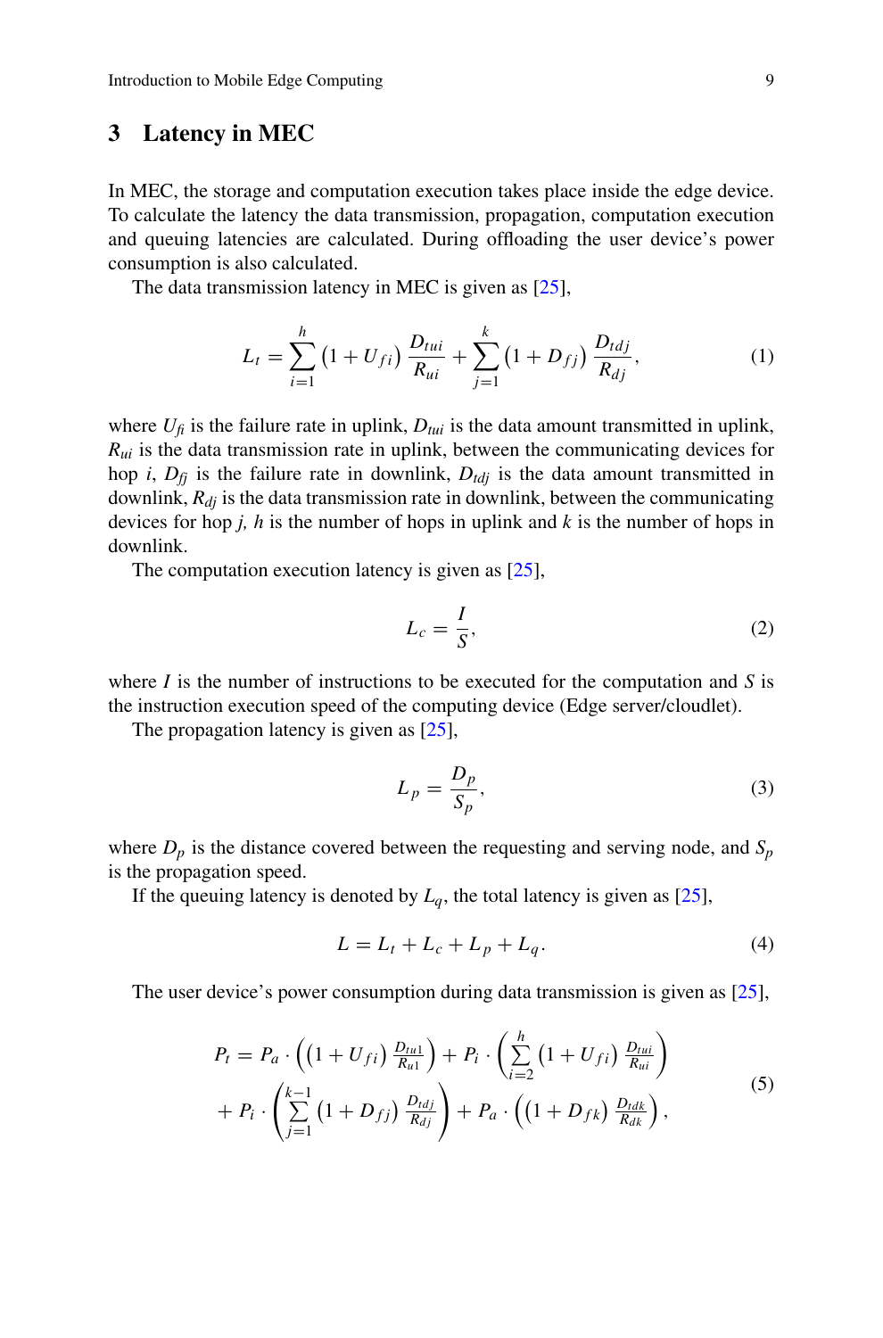## 3 Latency in MEC

In MEC, the storage and computation execution takes place inside the edge device. To calculate the latency the data transmission, propagation, computation execution and queuing latencies are calculated. During offloading the user device's power consumption is also calculated.

The data transmission latency in MEC is given as [25],

$$L_t = \sum_{i=1}^{h} \left(1 + U_{fi}\right) \frac{D_{tui}}{R_{ui}} + \sum_{j=1}^{k} \left(1 + D_{fj}\right) \frac{D_{tdj}}{R_{dj}}, \tag{1}$$

where $U_{fi}$ is the failure rate in uplink, $D_{tui}$ is the data amount transmitted in uplink, $R_{ui}$ is the data transmission rate in uplink, between the communicating devices for hop $i$, $D_{fj}$ is the failure rate in downlink, $D_{tdj}$ is the data amount transmitted in downlink, $R_{dj}$ is the data transmission rate in downlink, between the communicating devices for hop $j$, $h$ is the number of hops in uplink and $k$ is the number of hops in downlink.

The computation execution latency is given as [25],

$$L_c = \frac{I}{S}, \tag{2}$$

where $I$ is the number of instructions to be executed for the computation and $S$ is the instruction execution speed of the computing device (Edge server/cloudlet).

The propagation latency is given as [25],

$$L_p = \frac{D_p}{S_p}, \tag{3}$$

where $D_p$ is the distance covered between the requesting and serving node, and $S_p$ is the propagation speed.

If the queuing latency is denoted by $L_q$, the total latency is given as [25],

$$L = L_t + L_c + L_p + L_q. \tag{4}$$

The user device's power consumption during data transmission is given as [25],

$$\begin{aligned} P_t = {} & P_a \cdot \left(\left(1 + U_{fi}\right) \tfrac{D_{tu1}}{R_{u1}}\right) + P_i \cdot \left(\sum_{i=2}^{h} \left(1 + U_{fi}\right) \tfrac{D_{tui}}{R_{ui}}\right) \\ & + P_i \cdot \left(\sum_{j=1}^{k-1} \left(1 + D_{fj}\right) \tfrac{D_{tdj}}{R_{dj}}\right) + P_a \cdot \left(\left(1 + D_{fk}\right) \tfrac{D_{tdk}}{R_{dk}}\right), \end{aligned} \tag{5}$$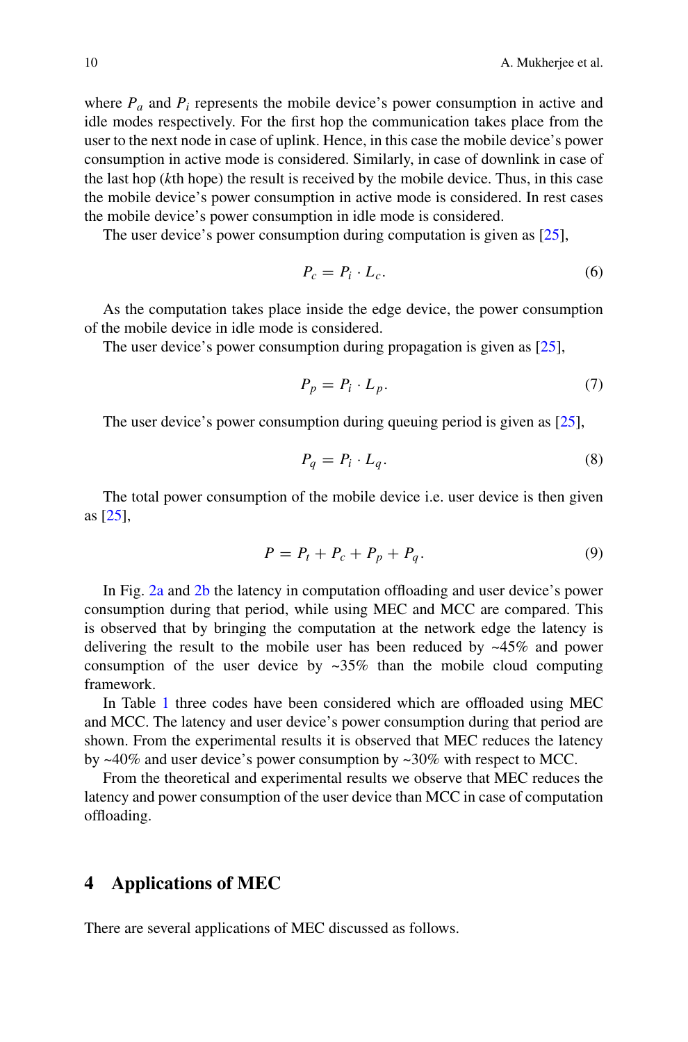where $P_a$ and $P_i$ represents the mobile device's power consumption in active and idle modes respectively. For the first hop the communication takes place from the user to the next node in case of uplink. Hence, in this case the mobile device's power consumption in active mode is considered. Similarly, in case of downlink in case of the last hop (*k*th hope) the result is received by the mobile device. Thus, in this case the mobile device's power consumption in active mode is considered. In rest cases the mobile device's power consumption in idle mode is considered.

The user device's power consumption during computation is given as [25],

$$P_c = P_i \cdot L_c. \tag{6}$$

As the computation takes place inside the edge device, the power consumption of the mobile device in idle mode is considered.

The user device's power consumption during propagation is given as [25],

$$P_p = P_i \cdot L_p. \tag{7}$$

The user device's power consumption during queuing period is given as [25],

$$P_q = P_i \cdot L_q. \tag{8}$$

The total power consumption of the mobile device i.e. user device is then given as [25],

$$P = P_t + P_c + P_p + P_q. \tag{9}$$

In Fig. 2a and 2b the latency in computation offloading and user device's power consumption during that period, while using MEC and MCC are compared. This is observed that by bringing the computation at the network edge the latency is delivering the result to the mobile user has been reduced by ~45% and power consumption of the user device by ~35% than the mobile cloud computing framework.

In Table 1 three codes have been considered which are offloaded using MEC and MCC. The latency and user device's power consumption during that period are shown. From the experimental results it is observed that MEC reduces the latency by ~40% and user device's power consumption by ~30% with respect to MCC.

From the theoretical and experimental results we observe that MEC reduces the latency and power consumption of the user device than MCC in case of computation offloading.

## 4 Applications of MEC

There are several applications of MEC discussed as follows.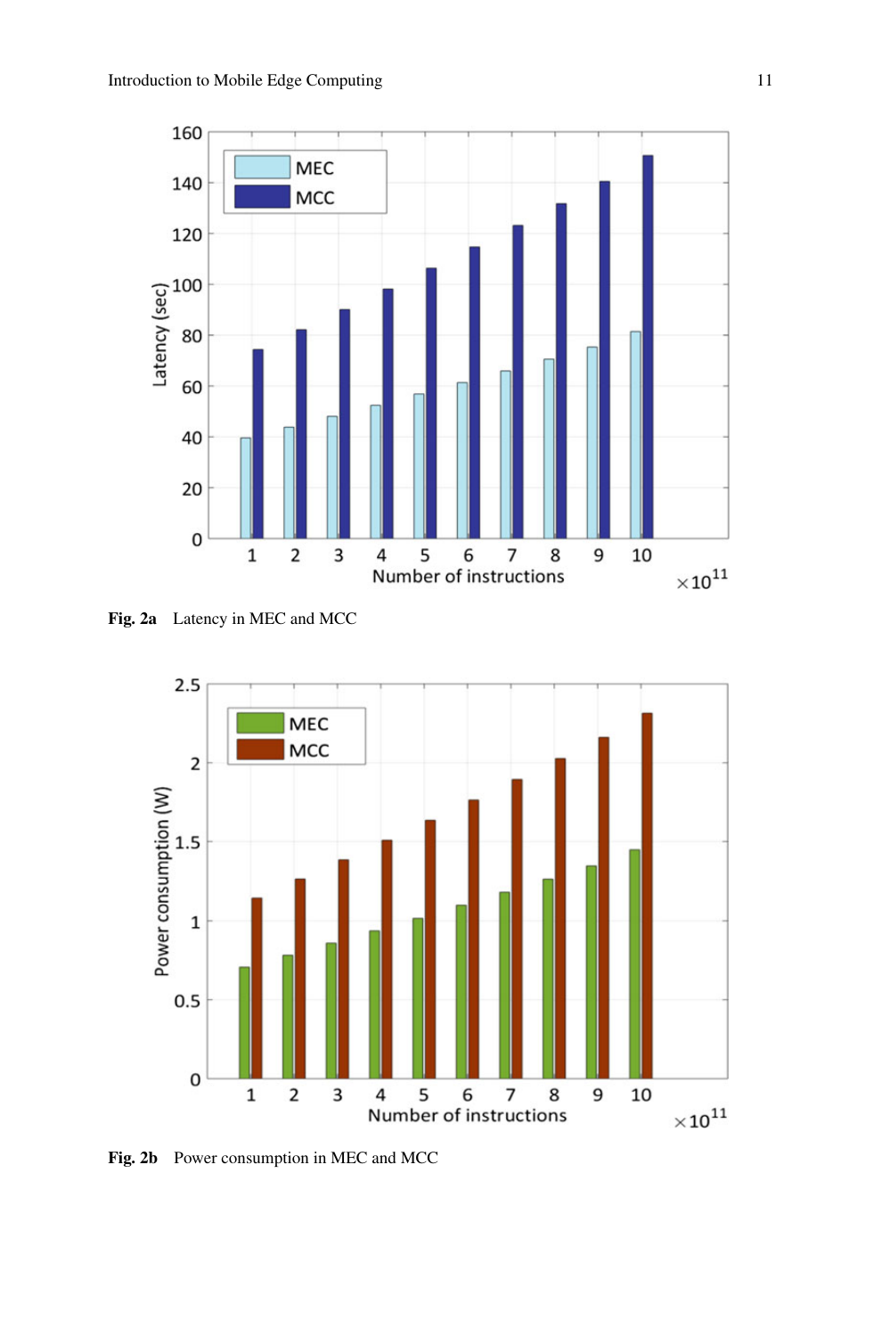**Fig. 2a** Latency in MEC and MCC

**Fig. 2b** Power consumption in MEC and MCC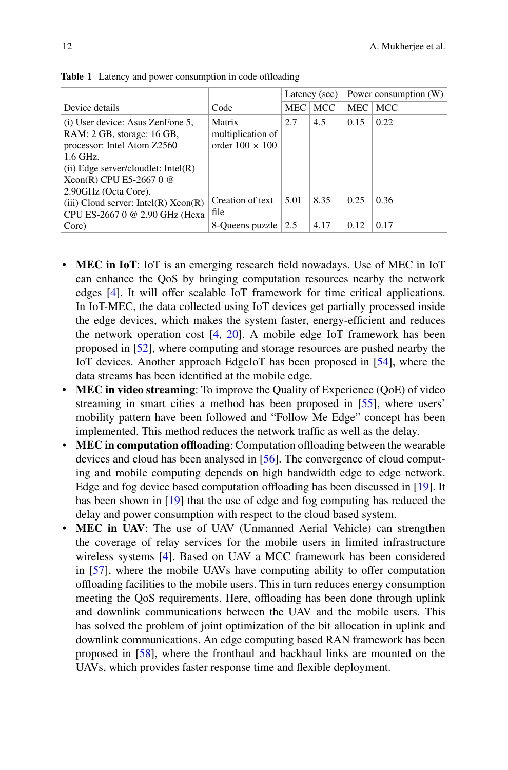**Table 1** Latency and power consumption in code offloading

| Device details | Code | Latency (sec) | | Power consumption (W) | |
|---|---|---|---|---|---|
| | | MEC | MCC | MEC | MCC |
| (i) User device: Asus ZenFone 5, RAM: 2 GB, storage: 16 GB, processor: Intel Atom Z2560 1.6 GHz. (ii) Edge server/cloudlet: Intel(R) Xeon(R) CPU E5-2667 0 @ 2.90GHz (Octa Core). (iii) Cloud server: Intel(R) Xeon(R) CPU ES-2667 0 @ 2.90 GHz (Hexa Core) | Matrix multiplication of order 100 × 100 | 2.7 | 4.5 | 0.15 | 0.22 |
| | Creation of text file | 5.01 | 8.35 | 0.25 | 0.36 |
| | 8-Queens puzzle | 2.5 | 4.17 | 0.12 | 0.17 |

- **MEC in IoT**: IoT is an emerging research field nowadays. Use of MEC in IoT can enhance the QoS by bringing computation resources nearby the network edges [4]. It will offer scalable IoT framework for time critical applications. In IoT-MEC, the data collected using IoT devices get partially processed inside the edge devices, which makes the system faster, energy-efficient and reduces the network operation cost [4, 20]. A mobile edge IoT framework has been proposed in [52], where computing and storage resources are pushed nearby the IoT devices. Another approach EdgeIoT has been proposed in [54], where the data streams has been identified at the mobile edge.
- **MEC in video streaming**: To improve the Quality of Experience (QoE) of video streaming in smart cities a method has been proposed in [55], where users' mobility pattern have been followed and "Follow Me Edge" concept has been implemented. This method reduces the network traffic as well as the delay.
- **MEC in computation offloading**: Computation offloading between the wearable devices and cloud has been analysed in [56]. The convergence of cloud computing and mobile computing depends on high bandwidth edge to edge network. Edge and fog device based computation offloading has been discussed in [19]. It has been shown in [19] that the use of edge and fog computing has reduced the delay and power consumption with respect to the cloud based system.
- **MEC in UAV**: The use of UAV (Unmanned Aerial Vehicle) can strengthen the coverage of relay services for the mobile users in limited infrastructure wireless systems [4]. Based on UAV a MCC framework has been considered in [57], where the mobile UAVs have computing ability to offer computation offloading facilities to the mobile users. This in turn reduces energy consumption meeting the QoS requirements. Here, offloading has been done through uplink and downlink communications between the UAV and the mobile users. This has solved the problem of joint optimization of the bit allocation in uplink and downlink communications. An edge computing based RAN framework has been proposed in [58], where the fronthaul and backhaul links are mounted on the UAVs, which provides faster response time and flexible deployment.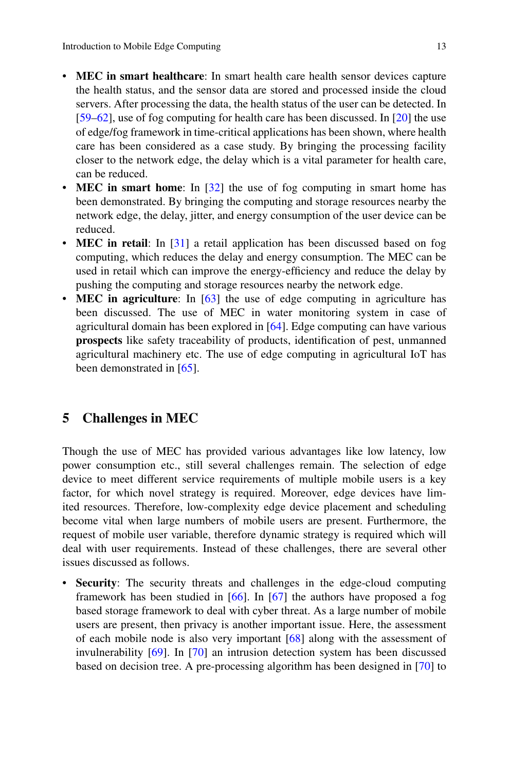- **MEC in smart healthcare**: In smart health care health sensor devices capture the health status, and the sensor data are stored and processed inside the cloud servers. After processing the data, the health status of the user can be detected. In [59–62], use of fog computing for health care has been discussed. In [20] the use of edge/fog framework in time-critical applications has been shown, where health care has been considered as a case study. By bringing the processing facility closer to the network edge, the delay which is a vital parameter for health care, can be reduced.
- **MEC in smart home**: In [32] the use of fog computing in smart home has been demonstrated. By bringing the computing and storage resources nearby the network edge, the delay, jitter, and energy consumption of the user device can be reduced.
- **MEC in retail**: In [31] a retail application has been discussed based on fog computing, which reduces the delay and energy consumption. The MEC can be used in retail which can improve the energy-efficiency and reduce the delay by pushing the computing and storage resources nearby the network edge.
- **MEC in agriculture**: In [63] the use of edge computing in agriculture has been discussed. The use of MEC in water monitoring system in case of agricultural domain has been explored in [64]. Edge computing can have various **prospects** like safety traceability of products, identification of pest, unmanned agricultural machinery etc. The use of edge computing in agricultural IoT has been demonstrated in [65].

## 5 Challenges in MEC

Though the use of MEC has provided various advantages like low latency, low power consumption etc., still several challenges remain. The selection of edge device to meet different service requirements of multiple mobile users is a key factor, for which novel strategy is required. Moreover, edge devices have limited resources. Therefore, low-complexity edge device placement and scheduling become vital when large numbers of mobile users are present. Furthermore, the request of mobile user variable, therefore dynamic strategy is required which will deal with user requirements. Instead of these challenges, there are several other issues discussed as follows.

- **Security**: The security threats and challenges in the edge-cloud computing framework has been studied in [66]. In [67] the authors have proposed a fog based storage framework to deal with cyber threat. As a large number of mobile users are present, then privacy is another important issue. Here, the assessment of each mobile node is also very important [68] along with the assessment of invulnerability [69]. In [70] an intrusion detection system has been discussed based on decision tree. A pre-processing algorithm has been designed in [70] to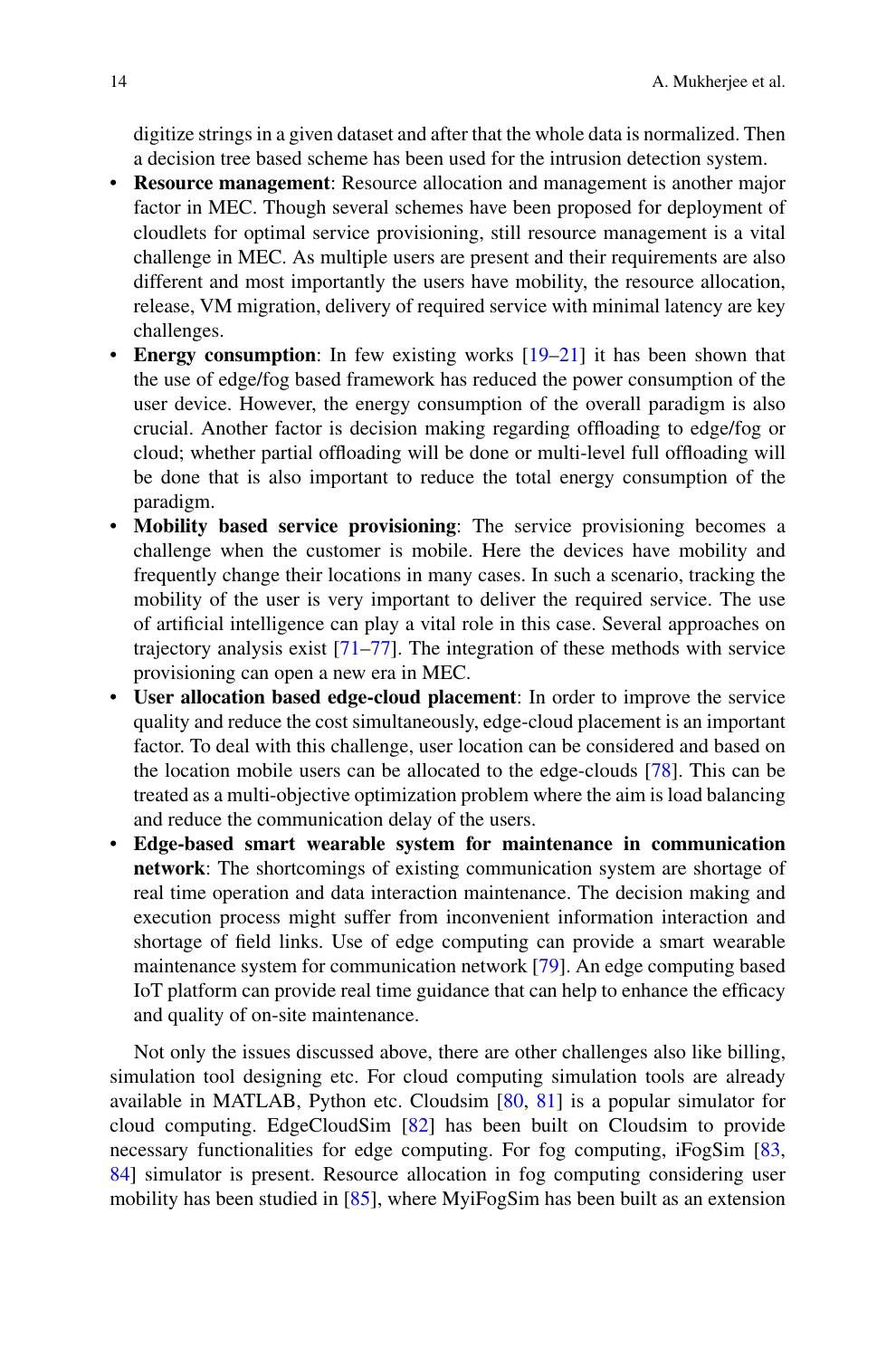digitize strings in a given dataset and after that the whole data is normalized. Then a decision tree based scheme has been used for the intrusion detection system.

- **Resource management**: Resource allocation and management is another major factor in MEC. Though several schemes have been proposed for deployment of cloudlets for optimal service provisioning, still resource management is a vital challenge in MEC. As multiple users are present and their requirements are also different and most importantly the users have mobility, the resource allocation, release, VM migration, delivery of required service with minimal latency are key challenges.
- **Energy consumption**: In few existing works [19–21] it has been shown that the use of edge/fog based framework has reduced the power consumption of the user device. However, the energy consumption of the overall paradigm is also crucial. Another factor is decision making regarding offloading to edge/fog or cloud; whether partial offloading will be done or multi-level full offloading will be done that is also important to reduce the total energy consumption of the paradigm.
- **Mobility based service provisioning**: The service provisioning becomes a challenge when the customer is mobile. Here the devices have mobility and frequently change their locations in many cases. In such a scenario, tracking the mobility of the user is very important to deliver the required service. The use of artificial intelligence can play a vital role in this case. Several approaches on trajectory analysis exist [71–77]. The integration of these methods with service provisioning can open a new era in MEC.
- **User allocation based edge-cloud placement**: In order to improve the service quality and reduce the cost simultaneously, edge-cloud placement is an important factor. To deal with this challenge, user location can be considered and based on the location mobile users can be allocated to the edge-clouds [78]. This can be treated as a multi-objective optimization problem where the aim is load balancing and reduce the communication delay of the users.
- **Edge-based smart wearable system for maintenance in communication network**: The shortcomings of existing communication system are shortage of real time operation and data interaction maintenance. The decision making and execution process might suffer from inconvenient information interaction and shortage of field links. Use of edge computing can provide a smart wearable maintenance system for communication network [79]. An edge computing based IoT platform can provide real time guidance that can help to enhance the efficacy and quality of on-site maintenance.

Not only the issues discussed above, there are other challenges also like billing, simulation tool designing etc. For cloud computing simulation tools are already available in MATLAB, Python etc. Cloudsim [80, 81] is a popular simulator for cloud computing. EdgeCloudSim [82] has been built on Cloudsim to provide necessary functionalities for edge computing. For fog computing, iFogSim [83, 84] simulator is present. Resource allocation in fog computing considering user mobility has been studied in [85], where MyiFogSim has been built as an extension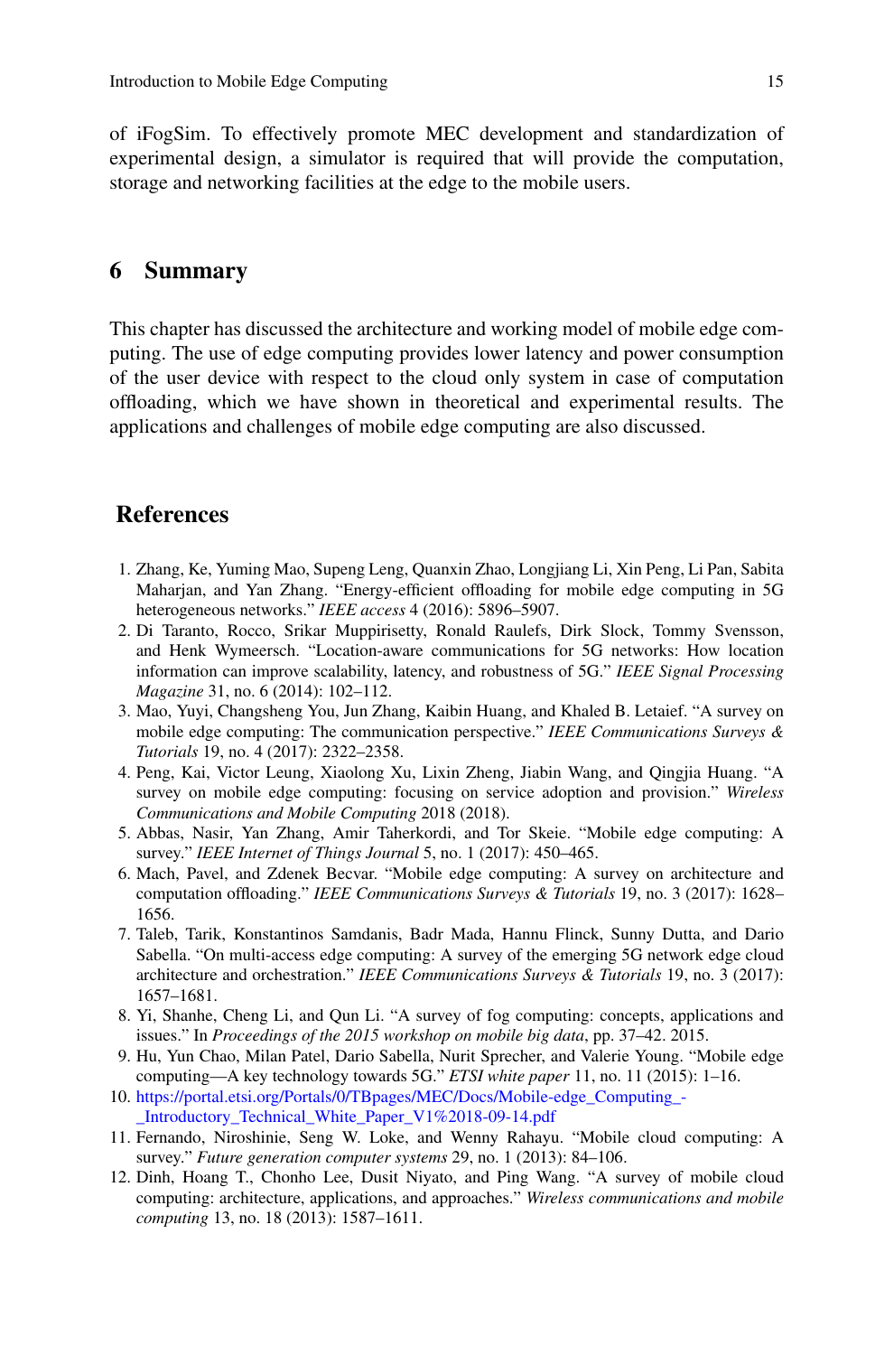of iFogSim. To effectively promote MEC development and standardization of experimental design, a simulator is required that will provide the computation, storage and networking facilities at the edge to the mobile users.

## 6 Summary

This chapter has discussed the architecture and working model of mobile edge computing. The use of edge computing provides lower latency and power consumption of the user device with respect to the cloud only system in case of computation offloading, which we have shown in theoretical and experimental results. The applications and challenges of mobile edge computing are also discussed.

## References

1. Zhang, Ke, Yuming Mao, Supeng Leng, Quanxin Zhao, Longjiang Li, Xin Peng, Li Pan, Sabita Maharjan, and Yan Zhang. "Energy-efficient offloading for mobile edge computing in 5G heterogeneous networks." *IEEE access* 4 (2016): 5896–5907.
2. Di Taranto, Rocco, Srikar Muppirisetty, Ronald Raulefs, Dirk Slock, Tommy Svensson, and Henk Wymeersch. "Location-aware communications for 5G networks: How location information can improve scalability, latency, and robustness of 5G." *IEEE Signal Processing Magazine* 31, no. 6 (2014): 102–112.
3. Mao, Yuyi, Changsheng You, Jun Zhang, Kaibin Huang, and Khaled B. Letaief. "A survey on mobile edge computing: The communication perspective." *IEEE Communications Surveys & Tutorials* 19, no. 4 (2017): 2322–2358.
4. Peng, Kai, Victor Leung, Xiaolong Xu, Lixin Zheng, Jiabin Wang, and Qingjia Huang. "A survey on mobile edge computing: focusing on service adoption and provision." *Wireless Communications and Mobile Computing* 2018 (2018).
5. Abbas, Nasir, Yan Zhang, Amir Taherkordi, and Tor Skeie. "Mobile edge computing: A survey." *IEEE Internet of Things Journal* 5, no. 1 (2017): 450–465.
6. Mach, Pavel, and Zdenek Becvar. "Mobile edge computing: A survey on architecture and computation offloading." *IEEE Communications Surveys & Tutorials* 19, no. 3 (2017): 1628–1656.
7. Taleb, Tarik, Konstantinos Samdanis, Badr Mada, Hannu Flinck, Sunny Dutta, and Dario Sabella. "On multi-access edge computing: A survey of the emerging 5G network edge cloud architecture and orchestration." *IEEE Communications Surveys & Tutorials* 19, no. 3 (2017): 1657–1681.
8. Yi, Shanhe, Cheng Li, and Qun Li. "A survey of fog computing: concepts, applications and issues." In *Proceedings of the 2015 workshop on mobile big data*, pp. 37–42. 2015.
9. Hu, Yun Chao, Milan Patel, Dario Sabella, Nurit Sprecher, and Valerie Young. "Mobile edge computing—A key technology towards 5G." *ETSI white paper* 11, no. 11 (2015): 1–16.
10. https://portal.etsi.org/Portals/0/TBpages/MEC/Docs/Mobile-edge_Computing_-_Introductory_Technical_White_Paper_V1%2018-09-14.pdf
11. Fernando, Niroshinie, Seng W. Loke, and Wenny Rahayu. "Mobile cloud computing: A survey." *Future generation computer systems* 29, no. 1 (2013): 84–106.
12. Dinh, Hoang T., Chonho Lee, Dusit Niyato, and Ping Wang. "A survey of mobile cloud computing: architecture, applications, and approaches." *Wireless communications and mobile computing* 13, no. 18 (2013): 1587–1611.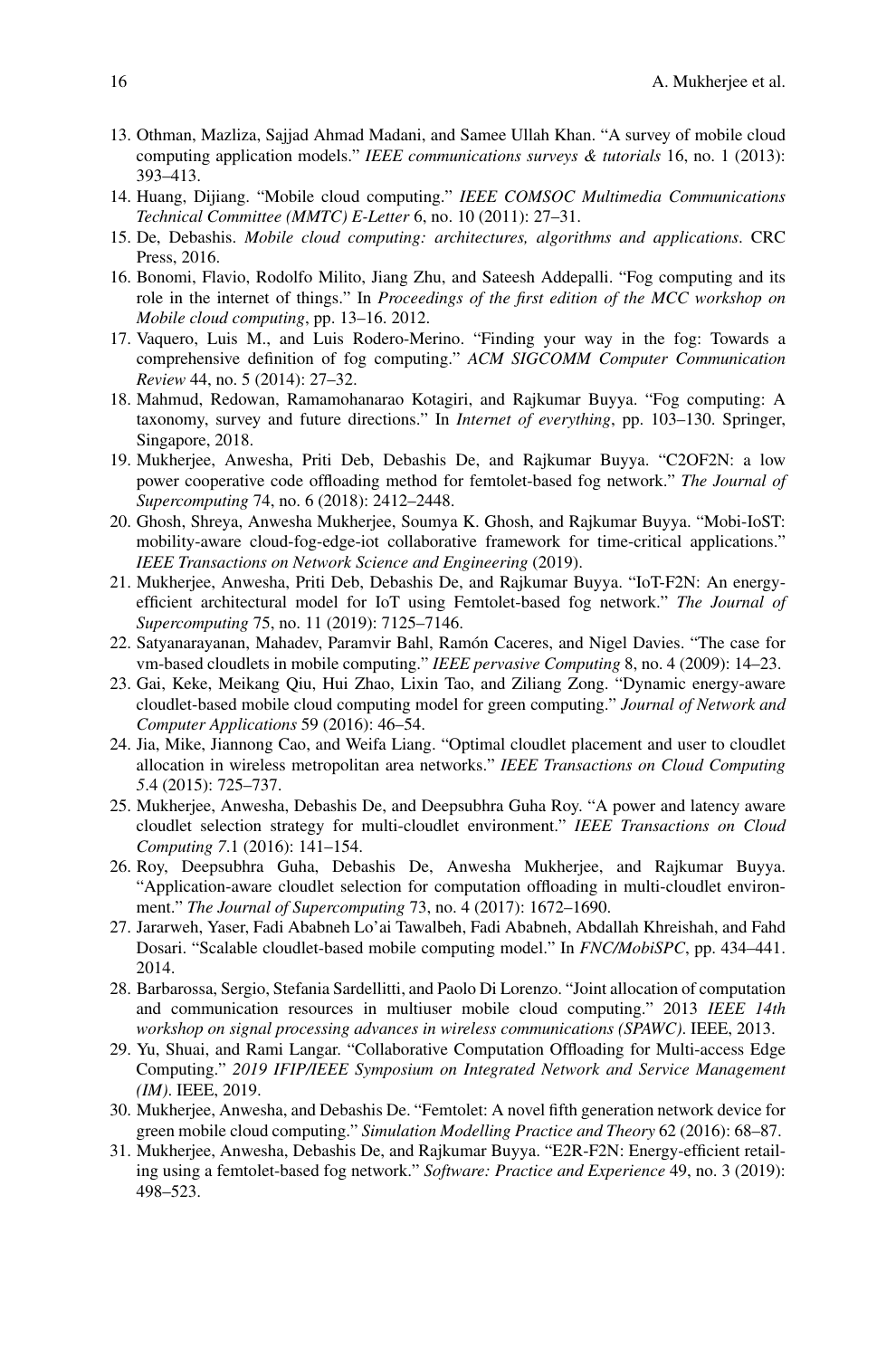13. Othman, Mazliza, Sajjad Ahmad Madani, and Samee Ullah Khan. "A survey of mobile cloud computing application models." *IEEE communications surveys & tutorials* 16, no. 1 (2013): 393–413.
14. Huang, Dijiang. "Mobile cloud computing." *IEEE COMSOC Multimedia Communications Technical Committee (MMTC) E-Letter* 6, no. 10 (2011): 27–31.
15. De, Debashis. *Mobile cloud computing: architectures, algorithms and applications*. CRC Press, 2016.
16. Bonomi, Flavio, Rodolfo Milito, Jiang Zhu, and Sateesh Addepalli. "Fog computing and its role in the internet of things." In *Proceedings of the first edition of the MCC workshop on Mobile cloud computing*, pp. 13–16. 2012.
17. Vaquero, Luis M., and Luis Rodero-Merino. "Finding your way in the fog: Towards a comprehensive definition of fog computing." *ACM SIGCOMM Computer Communication Review* 44, no. 5 (2014): 27–32.
18. Mahmud, Redowan, Ramamohanarao Kotagiri, and Rajkumar Buyya. "Fog computing: A taxonomy, survey and future directions." In *Internet of everything*, pp. 103–130. Springer, Singapore, 2018.
19. Mukherjee, Anwesha, Priti Deb, Debashis De, and Rajkumar Buyya. "C2OF2N: a low power cooperative code offloading method for femtolet-based fog network." *The Journal of Supercomputing* 74, no. 6 (2018): 2412–2448.
20. Ghosh, Shreya, Anwesha Mukherjee, Soumya K. Ghosh, and Rajkumar Buyya. "Mobi-IoST: mobility-aware cloud-fog-edge-iot collaborative framework for time-critical applications." *IEEE Transactions on Network Science and Engineering* (2019).
21. Mukherjee, Anwesha, Priti Deb, Debashis De, and Rajkumar Buyya. "IoT-F2N: An energy-efficient architectural model for IoT using Femtolet-based fog network." *The Journal of Supercomputing* 75, no. 11 (2019): 7125–7146.
22. Satyanarayanan, Mahadev, Paramvir Bahl, Ramón Caceres, and Nigel Davies. "The case for vm-based cloudlets in mobile computing." *IEEE pervasive Computing* 8, no. 4 (2009): 14–23.
23. Gai, Keke, Meikang Qiu, Hui Zhao, Lixin Tao, and Ziliang Zong. "Dynamic energy-aware cloudlet-based mobile cloud computing model for green computing." *Journal of Network and Computer Applications* 59 (2016): 46–54.
24. Jia, Mike, Jiannong Cao, and Weifa Liang. "Optimal cloudlet placement and user to cloudlet allocation in wireless metropolitan area networks." *IEEE Transactions on Cloud Computing* 5.4 (2015): 725–737.
25. Mukherjee, Anwesha, Debashis De, and Deepsubhra Guha Roy. "A power and latency aware cloudlet selection strategy for multi-cloudlet environment." *IEEE Transactions on Cloud Computing* 7.1 (2016): 141–154.
26. Roy, Deepsubhra Guha, Debashis De, Anwesha Mukherjee, and Rajkumar Buyya. "Application-aware cloudlet selection for computation offloading in multi-cloudlet environment." *The Journal of Supercomputing* 73, no. 4 (2017): 1672–1690.
27. Jararweh, Yaser, Fadi Ababneh Lo'ai Tawalbeh, Fadi Ababneh, Abdallah Khreishah, and Fahd Dosari. "Scalable cloudlet-based mobile computing model." In *FNC/MobiSPC*, pp. 434–441. 2014.
28. Barbarossa, Sergio, Stefania Sardellitti, and Paolo Di Lorenzo. "Joint allocation of computation and communication resources in multiuser mobile cloud computing." 2013 *IEEE 14th workshop on signal processing advances in wireless communications (SPAWC)*. IEEE, 2013.
29. Yu, Shuai, and Rami Langar. "Collaborative Computation Offloading for Multi-access Edge Computing." *2019 IFIP/IEEE Symposium on Integrated Network and Service Management (IM)*. IEEE, 2019.
30. Mukherjee, Anwesha, and Debashis De. "Femtolet: A novel fifth generation network device for green mobile cloud computing." *Simulation Modelling Practice and Theory* 62 (2016): 68–87.
31. Mukherjee, Anwesha, Debashis De, and Rajkumar Buyya. "E2R-F2N: Energy-efficient retailing using a femtolet-based fog network." *Software: Practice and Experience* 49, no. 3 (2019): 498–523.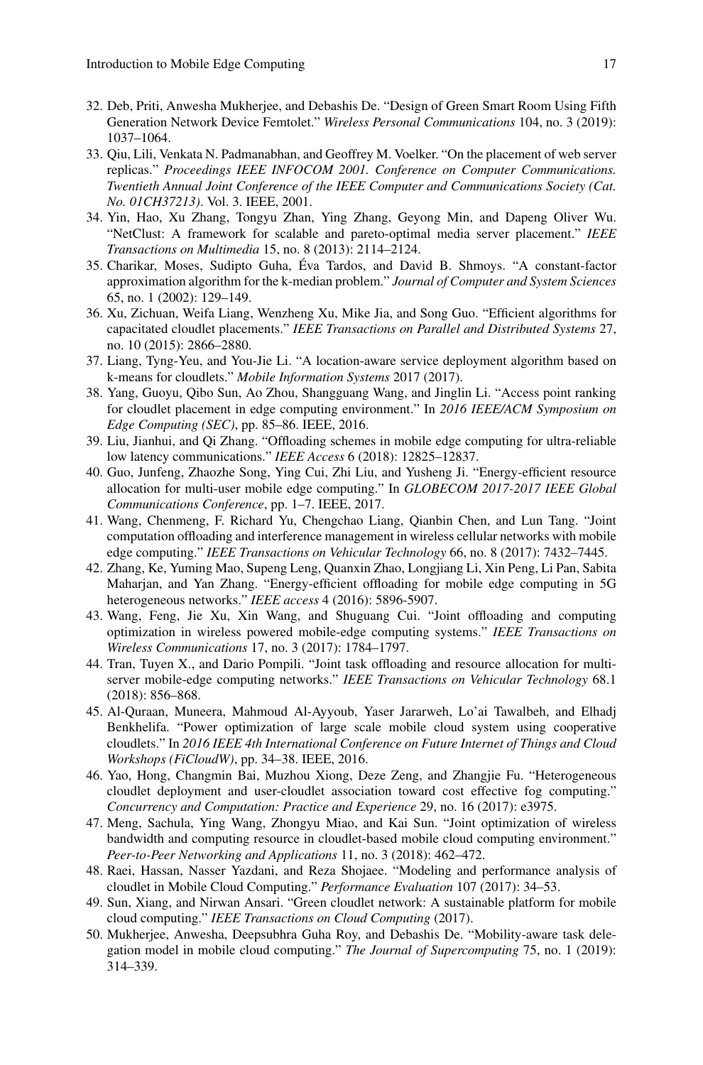32. Deb, Priti, Anwesha Mukherjee, and Debashis De. "Design of Green Smart Room Using Fifth Generation Network Device Femtolet." *Wireless Personal Communications* 104, no. 3 (2019): 1037–1064.
33. Qiu, Lili, Venkata N. Padmanabhan, and Geoffrey M. Voelker. "On the placement of web server replicas." *Proceedings IEEE INFOCOM 2001. Conference on Computer Communications. Twentieth Annual Joint Conference of the IEEE Computer and Communications Society (Cat. No. 01CH37213)*. Vol. 3. IEEE, 2001.
34. Yin, Hao, Xu Zhang, Tongyu Zhan, Ying Zhang, Geyong Min, and Dapeng Oliver Wu. "NetClust: A framework for scalable and pareto-optimal media server placement." *IEEE Transactions on Multimedia* 15, no. 8 (2013): 2114–2124.
35. Charikar, Moses, Sudipto Guha, Éva Tardos, and David B. Shmoys. "A constant-factor approximation algorithm for the k-median problem." *Journal of Computer and System Sciences* 65, no. 1 (2002): 129–149.
36. Xu, Zichuan, Weifa Liang, Wenzheng Xu, Mike Jia, and Song Guo. "Efficient algorithms for capacitated cloudlet placements." *IEEE Transactions on Parallel and Distributed Systems* 27, no. 10 (2015): 2866–2880.
37. Liang, Tyng-Yeu, and You-Jie Li. "A location-aware service deployment algorithm based on k-means for cloudlets." *Mobile Information Systems* 2017 (2017).
38. Yang, Guoyu, Qibo Sun, Ao Zhou, Shangguang Wang, and Jinglin Li. "Access point ranking for cloudlet placement in edge computing environment." In *2016 IEEE/ACM Symposium on Edge Computing (SEC)*, pp. 85–86. IEEE, 2016.
39. Liu, Jianhui, and Qi Zhang. "Offloading schemes in mobile edge computing for ultra-reliable low latency communications." *IEEE Access* 6 (2018): 12825–12837.
40. Guo, Junfeng, Zhaozhe Song, Ying Cui, Zhi Liu, and Yusheng Ji. "Energy-efficient resource allocation for multi-user mobile edge computing." In *GLOBECOM 2017-2017 IEEE Global Communications Conference*, pp. 1–7. IEEE, 2017.
41. Wang, Chenmeng, F. Richard Yu, Chengchao Liang, Qianbin Chen, and Lun Tang. "Joint computation offloading and interference management in wireless cellular networks with mobile edge computing." *IEEE Transactions on Vehicular Technology* 66, no. 8 (2017): 7432–7445.
42. Zhang, Ke, Yuming Mao, Supeng Leng, Quanxin Zhao, Longjiang Li, Xin Peng, Li Pan, Sabita Maharjan, and Yan Zhang. "Energy-efficient offloading for mobile edge computing in 5G heterogeneous networks." *IEEE access* 4 (2016): 5896-5907.
43. Wang, Feng, Jie Xu, Xin Wang, and Shuguang Cui. "Joint offloading and computing optimization in wireless powered mobile-edge computing systems." *IEEE Transactions on Wireless Communications* 17, no. 3 (2017): 1784–1797.
44. Tran, Tuyen X., and Dario Pompili. "Joint task offloading and resource allocation for multi-server mobile-edge computing networks." *IEEE Transactions on Vehicular Technology* 68.1 (2018): 856–868.
45. Al-Quraan, Muneera, Mahmoud Al-Ayyoub, Yaser Jararweh, Lo'ai Tawalbeh, and Elhadj Benkhelifa. "Power optimization of large scale mobile cloud system using cooperative cloudlets." In *2016 IEEE 4th International Conference on Future Internet of Things and Cloud Workshops (FiCloudW)*, pp. 34–38. IEEE, 2016.
46. Yao, Hong, Changmin Bai, Muzhou Xiong, Deze Zeng, and Zhangjie Fu. "Heterogeneous cloudlet deployment and user-cloudlet association toward cost effective fog computing." *Concurrency and Computation: Practice and Experience* 29, no. 16 (2017): e3975.
47. Meng, Sachula, Ying Wang, Zhongyu Miao, and Kai Sun. "Joint optimization of wireless bandwidth and computing resource in cloudlet-based mobile cloud computing environment." *Peer-to-Peer Networking and Applications* 11, no. 3 (2018): 462–472.
48. Raei, Hassan, Nasser Yazdani, and Reza Shojaee. "Modeling and performance analysis of cloudlet in Mobile Cloud Computing." *Performance Evaluation* 107 (2017): 34–53.
49. Sun, Xiang, and Nirwan Ansari. "Green cloudlet network: A sustainable platform for mobile cloud computing." *IEEE Transactions on Cloud Computing* (2017).
50. Mukherjee, Anwesha, Deepsubhra Guha Roy, and Debashis De. "Mobility-aware task delegation model in mobile cloud computing." *The Journal of Supercomputing* 75, no. 1 (2019): 314–339.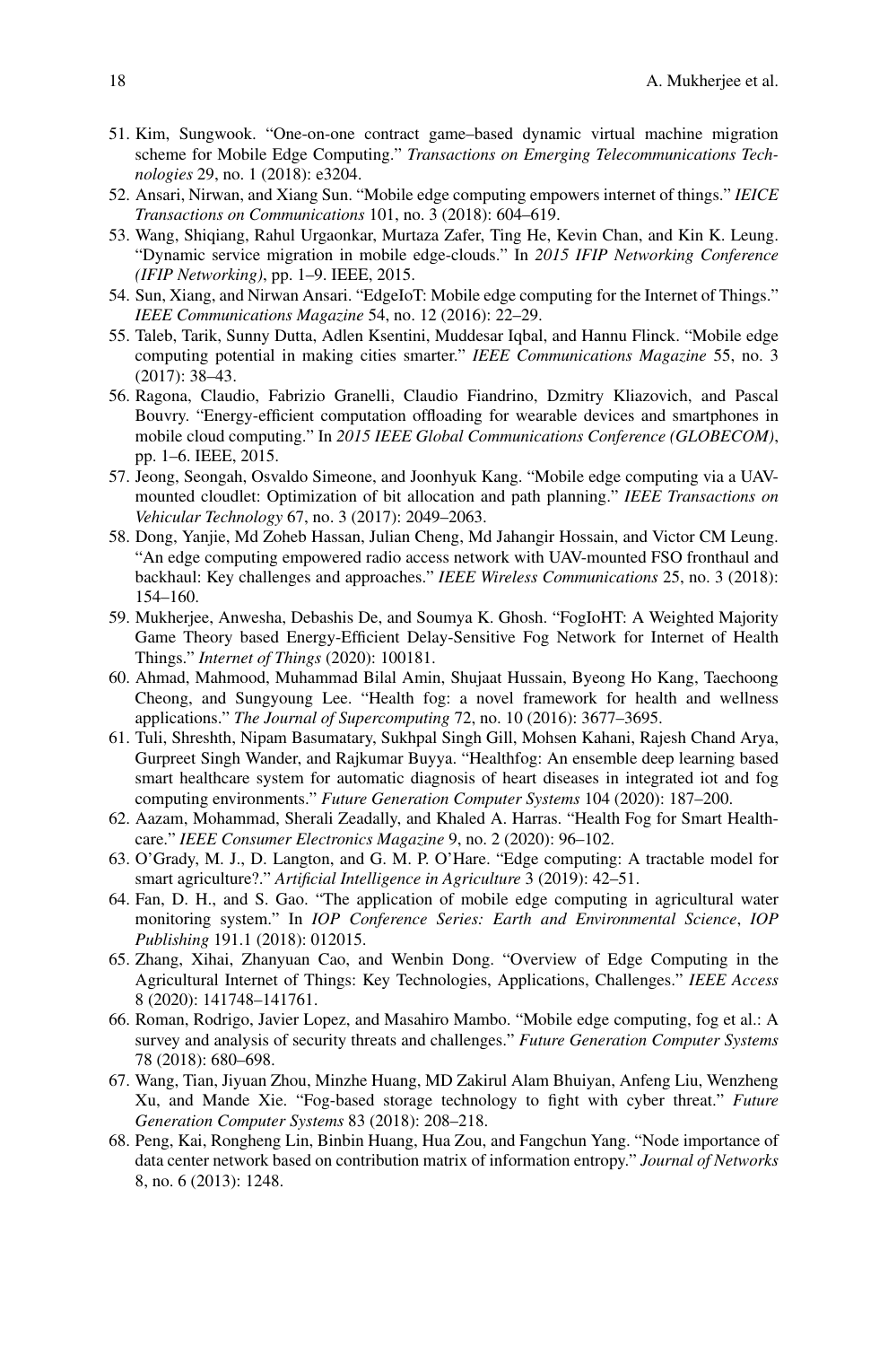51. Kim, Sungwook. "One-on-one contract game–based dynamic virtual machine migration scheme for Mobile Edge Computing." *Transactions on Emerging Telecommunications Technologies* 29, no. 1 (2018): e3204.
52. Ansari, Nirwan, and Xiang Sun. "Mobile edge computing empowers internet of things." *IEICE Transactions on Communications* 101, no. 3 (2018): 604–619.
53. Wang, Shiqiang, Rahul Urgaonkar, Murtaza Zafer, Ting He, Kevin Chan, and Kin K. Leung. "Dynamic service migration in mobile edge-clouds." In *2015 IFIP Networking Conference (IFIP Networking)*, pp. 1–9. IEEE, 2015.
54. Sun, Xiang, and Nirwan Ansari. "EdgeIoT: Mobile edge computing for the Internet of Things." *IEEE Communications Magazine* 54, no. 12 (2016): 22–29.
55. Taleb, Tarik, Sunny Dutta, Adlen Ksentini, Muddesar Iqbal, and Hannu Flinck. "Mobile edge computing potential in making cities smarter." *IEEE Communications Magazine* 55, no. 3 (2017): 38–43.
56. Ragona, Claudio, Fabrizio Granelli, Claudio Fiandrino, Dzmitry Kliazovich, and Pascal Bouvry. "Energy-efficient computation offloading for wearable devices and smartphones in mobile cloud computing." In *2015 IEEE Global Communications Conference (GLOBECOM)*, pp. 1–6. IEEE, 2015.
57. Jeong, Seongah, Osvaldo Simeone, and Joonhyuk Kang. "Mobile edge computing via a UAV-mounted cloudlet: Optimization of bit allocation and path planning." *IEEE Transactions on Vehicular Technology* 67, no. 3 (2017): 2049–2063.
58. Dong, Yanjie, Md Zoheb Hassan, Julian Cheng, Md Jahangir Hossain, and Victor CM Leung. "An edge computing empowered radio access network with UAV-mounted FSO fronthaul and backhaul: Key challenges and approaches." *IEEE Wireless Communications* 25, no. 3 (2018): 154–160.
59. Mukherjee, Anwesha, Debashis De, and Soumya K. Ghosh. "FogIoHT: A Weighted Majority Game Theory based Energy-Efficient Delay-Sensitive Fog Network for Internet of Health Things." *Internet of Things* (2020): 100181.
60. Ahmad, Mahmood, Muhammad Bilal Amin, Shujaat Hussain, Byeong Ho Kang, Taechoong Cheong, and Sungyoung Lee. "Health fog: a novel framework for health and wellness applications." *The Journal of Supercomputing* 72, no. 10 (2016): 3677–3695.
61. Tuli, Shreshth, Nipam Basumatary, Sukhpal Singh Gill, Mohsen Kahani, Rajesh Chand Arya, Gurpreet Singh Wander, and Rajkumar Buyya. "Healthfog: An ensemble deep learning based smart healthcare system for automatic diagnosis of heart diseases in integrated iot and fog computing environments." *Future Generation Computer Systems* 104 (2020): 187–200.
62. Aazam, Mohammad, Sherali Zeadally, and Khaled A. Harras. "Health Fog for Smart Healthcare." *IEEE Consumer Electronics Magazine* 9, no. 2 (2020): 96–102.
63. O'Grady, M. J., D. Langton, and G. M. P. O'Hare. "Edge computing: A tractable model for smart agriculture?." *Artificial Intelligence in Agriculture* 3 (2019): 42–51.
64. Fan, D. H., and S. Gao. "The application of mobile edge computing in agricultural water monitoring system." In *IOP Conference Series: Earth and Environmental Science*, *IOP Publishing* 191.1 (2018): 012015.
65. Zhang, Xihai, Zhanyuan Cao, and Wenbin Dong. "Overview of Edge Computing in the Agricultural Internet of Things: Key Technologies, Applications, Challenges." *IEEE Access* 8 (2020): 141748–141761.
66. Roman, Rodrigo, Javier Lopez, and Masahiro Mambo. "Mobile edge computing, fog et al.: A survey and analysis of security threats and challenges." *Future Generation Computer Systems* 78 (2018): 680–698.
67. Wang, Tian, Jiyuan Zhou, Minzhe Huang, MD Zakirul Alam Bhuiyan, Anfeng Liu, Wenzheng Xu, and Mande Xie. "Fog-based storage technology to fight with cyber threat." *Future Generation Computer Systems* 83 (2018): 208–218.
68. Peng, Kai, Rongheng Lin, Binbin Huang, Hua Zou, and Fangchun Yang. "Node importance of data center network based on contribution matrix of information entropy." *Journal of Networks* 8, no. 6 (2013): 1248.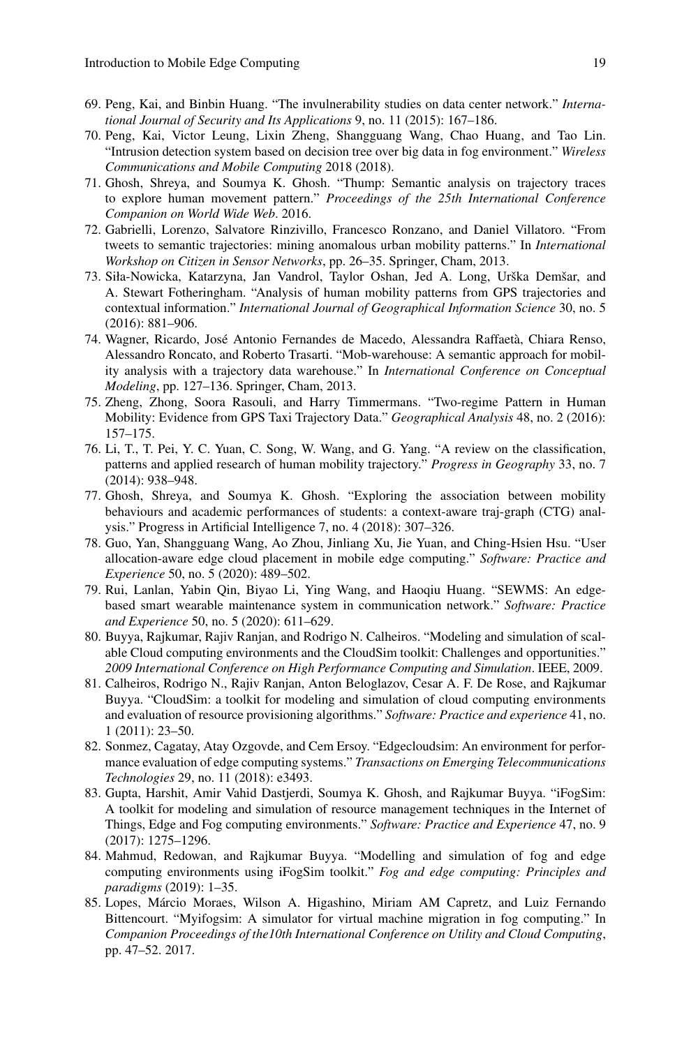69. Peng, Kai, and Binbin Huang. "The invulnerability studies on data center network." *International Journal of Security and Its Applications* 9, no. 11 (2015): 167–186.
70. Peng, Kai, Victor Leung, Lixin Zheng, Shangguang Wang, Chao Huang, and Tao Lin. "Intrusion detection system based on decision tree over big data in fog environment." *Wireless Communications and Mobile Computing* 2018 (2018).
71. Ghosh, Shreya, and Soumya K. Ghosh. "Thump: Semantic analysis on trajectory traces to explore human movement pattern." *Proceedings of the 25th International Conference Companion on World Wide Web*. 2016.
72. Gabrielli, Lorenzo, Salvatore Rinzivillo, Francesco Ronzano, and Daniel Villatoro. "From tweets to semantic trajectories: mining anomalous urban mobility patterns." In *International Workshop on Citizen in Sensor Networks*, pp. 26–35. Springer, Cham, 2013.
73. Siła-Nowicka, Katarzyna, Jan Vandrol, Taylor Oshan, Jed A. Long, Urška Demšar, and A. Stewart Fotheringham. "Analysis of human mobility patterns from GPS trajectories and contextual information." *International Journal of Geographical Information Science* 30, no. 5 (2016): 881–906.
74. Wagner, Ricardo, José Antonio Fernandes de Macedo, Alessandra Raffaetà, Chiara Renso, Alessandro Roncato, and Roberto Trasarti. "Mob-warehouse: A semantic approach for mobility analysis with a trajectory data warehouse." In *International Conference on Conceptual Modeling*, pp. 127–136. Springer, Cham, 2013.
75. Zheng, Zhong, Soora Rasouli, and Harry Timmermans. "Two-regime Pattern in Human Mobility: Evidence from GPS Taxi Trajectory Data." *Geographical Analysis* 48, no. 2 (2016): 157–175.
76. Li, T., T. Pei, Y. C. Yuan, C. Song, W. Wang, and G. Yang. "A review on the classification, patterns and applied research of human mobility trajectory." *Progress in Geography* 33, no. 7 (2014): 938–948.
77. Ghosh, Shreya, and Soumya K. Ghosh. "Exploring the association between mobility behaviours and academic performances of students: a context-aware traj-graph (CTG) analysis." Progress in Artificial Intelligence 7, no. 4 (2018): 307–326.
78. Guo, Yan, Shangguang Wang, Ao Zhou, Jinliang Xu, Jie Yuan, and Ching-Hsien Hsu. "User allocation-aware edge cloud placement in mobile edge computing." *Software: Practice and Experience* 50, no. 5 (2020): 489–502.
79. Rui, Lanlan, Yabin Qin, Biyao Li, Ying Wang, and Haoqiu Huang. "SEWMS: An edge-based smart wearable maintenance system in communication network." *Software: Practice and Experience* 50, no. 5 (2020): 611–629.
80. Buyya, Rajkumar, Rajiv Ranjan, and Rodrigo N. Calheiros. "Modeling and simulation of scalable Cloud computing environments and the CloudSim toolkit: Challenges and opportunities." *2009 International Conference on High Performance Computing and Simulation*. IEEE, 2009.
81. Calheiros, Rodrigo N., Rajiv Ranjan, Anton Beloglazov, Cesar A. F. De Rose, and Rajkumar Buyya. "CloudSim: a toolkit for modeling and simulation of cloud computing environments and evaluation of resource provisioning algorithms." *Software: Practice and experience* 41, no. 1 (2011): 23–50.
82. Sonmez, Cagatay, Atay Ozgovde, and Cem Ersoy. "Edgecloudsim: An environment for performance evaluation of edge computing systems." *Transactions on Emerging Telecommunications Technologies* 29, no. 11 (2018): e3493.
83. Gupta, Harshit, Amir Vahid Dastjerdi, Soumya K. Ghosh, and Rajkumar Buyya. "iFogSim: A toolkit for modeling and simulation of resource management techniques in the Internet of Things, Edge and Fog computing environments." *Software: Practice and Experience* 47, no. 9 (2017): 1275–1296.
84. Mahmud, Redowan, and Rajkumar Buyya. "Modelling and simulation of fog and edge computing environments using iFogSim toolkit." *Fog and edge computing: Principles and paradigms* (2019): 1–35.
85. Lopes, Márcio Moraes, Wilson A. Higashino, Miriam AM Capretz, and Luiz Fernando Bittencourt. "Myifogsim: A simulator for virtual machine migration in fog computing." In *Companion Proceedings of the10th International Conference on Utility and Cloud Computing*, pp. 47–52. 2017.